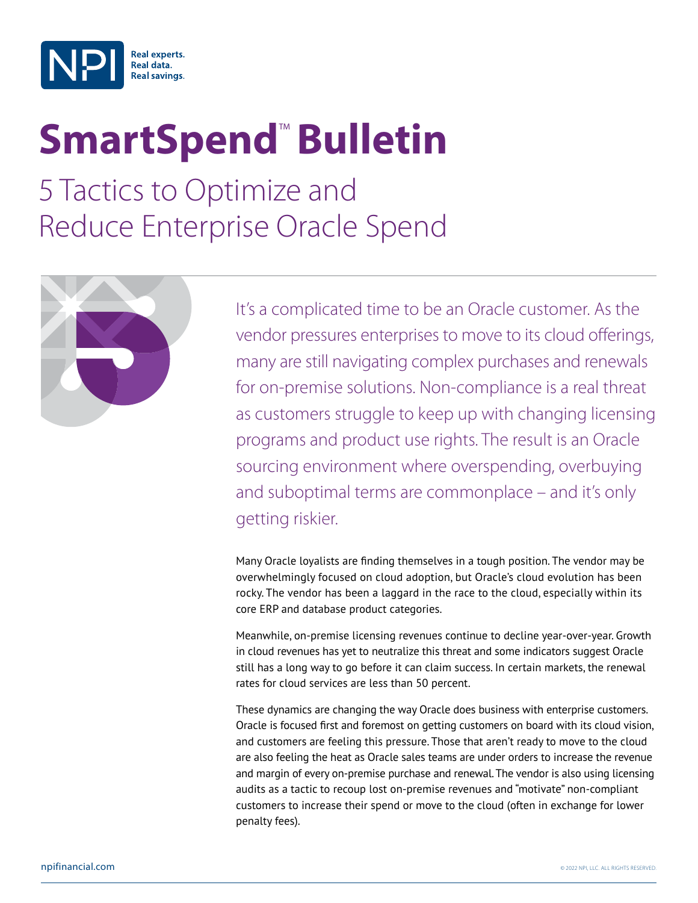NPI Real experts. Real data. Real savings.

# SmartSpend™ Bulletin

## 5 Tactics to Optimize and Reduce Enterprise Oracle Spend

It's a complicated time to be an Oracle customer. As the vendor pressures enterprises to move to its cloud offerings, many are still navigating complex purchases and renewals for on-premise solutions. Non-compliance is a real threat as customers struggle to keep up with changing licensing programs and product use rights. The result is an Oracle sourcing environment where overspending, overbuying and suboptimal terms are commonplace – and it's only getting riskier.

Many Oracle loyalists are finding themselves in a tough position. The vendor may be overwhelmingly focused on cloud adoption, but Oracle's cloud evolution has been rocky. The vendor has been a laggard in the race to the cloud, especially within its core ERP and database product categories.

Meanwhile, on-premise licensing revenues continue to decline year-over-year. Growth in cloud revenues has yet to neutralize this threat and some indicators suggest Oracle still has a long way to go before it can claim success. In certain markets, the renewal rates for cloud services are less than 50 percent.

These dynamics are changing the way Oracle does business with enterprise customers. Oracle is focused first and foremost on getting customers on board with its cloud vision, and customers are feeling this pressure. Those that aren't ready to move to the cloud are also feeling the heat as Oracle sales teams are under orders to increase the revenue and margin of every on-premise purchase and renewal. The vendor is also using licensing audits as a tactic to recoup lost on-premise revenues and "motivate" non-compliant customers to increase their spend or move to the cloud (often in exchange for lower penalty fees).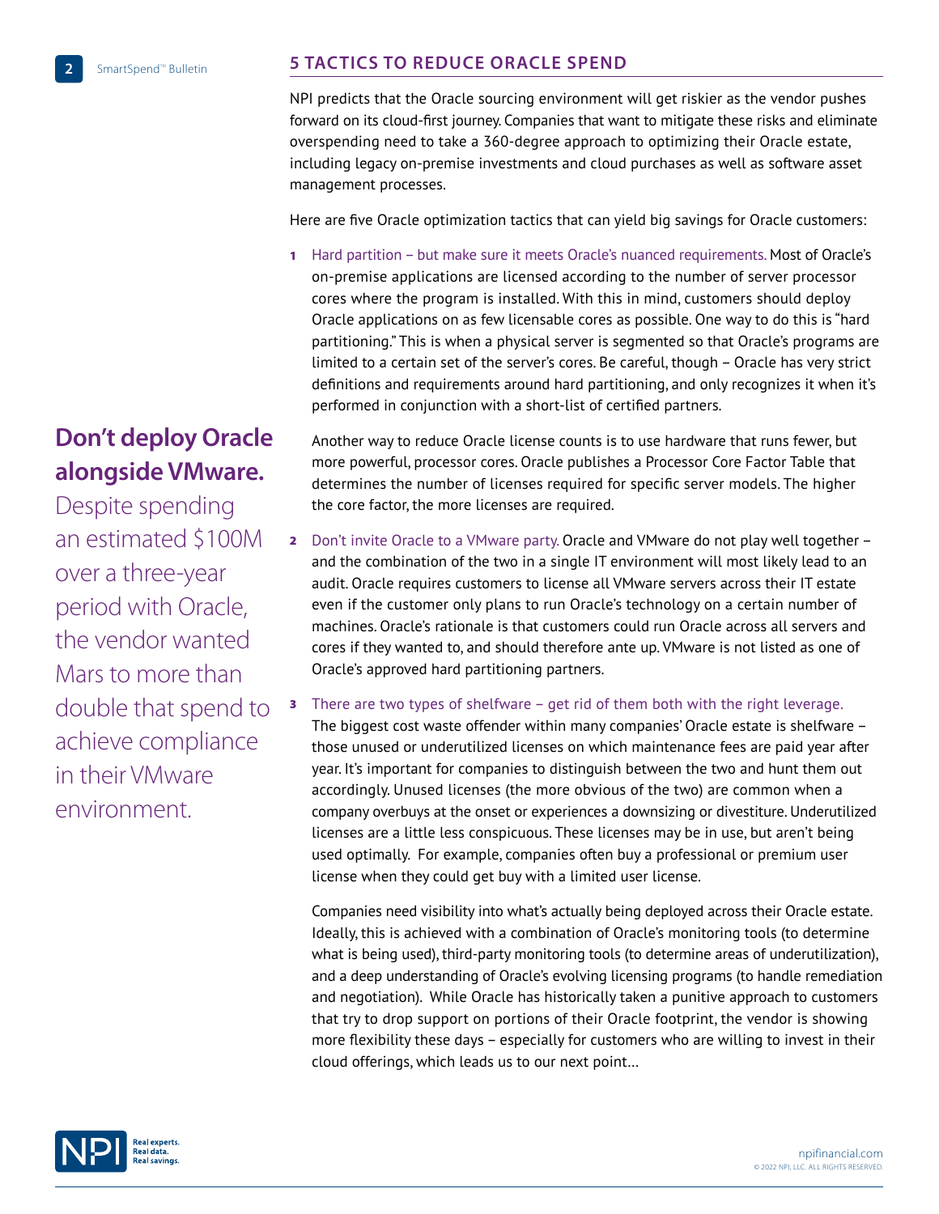## 5 TACTICS TO REDUCE ORACLE SPEND

NPI predicts that the Oracle sourcing environment will get riskier as the vendor pushes forward on its cloud-first journey. Companies that want to mitigate these risks and eliminate overspending need to take a 360-degree approach to optimizing their Oracle estate, including legacy on-premise investments and cloud purchases as well as software asset management processes.

Here are five Oracle optimization tactics that can yield big savings for Oracle customers:

1. Hard partition – but make sure it meets Oracle's nuanced requirements. Most of Oracle's on-premise applications are licensed according to the number of server processor cores where the program is installed. With this in mind, customers should deploy Oracle applications on as few licensable cores as possible. One way to do this is "hard partitioning." This is when a physical server is segmented so that Oracle's programs are limited to a certain set of the server's cores. Be careful, though – Oracle has very strict definitions and requirements around hard partitioning, and only recognizes it when it's performed in conjunction with a short-list of certified partners.

   Another way to reduce Oracle license counts is to use hardware that runs fewer, but more powerful, processor cores. Oracle publishes a Processor Core Factor Table that determines the number of licenses required for specific server models. The higher the core factor, the more licenses are required.

2. Don't invite Oracle to a VMware party. Oracle and VMware do not play well together – and the combination of the two in a single IT environment will most likely lead to an audit. Oracle requires customers to license all VMware servers across their IT estate even if the customer only plans to run Oracle's technology on a certain number of machines. Oracle's rationale is that customers could run Oracle across all servers and cores if they wanted to, and should therefore ante up. VMware is not listed as one of Oracle's approved hard partitioning partners.

3. There are two types of shelfware – get rid of them both with the right leverage. The biggest cost waste offender within many companies' Oracle estate is shelfware – those unused or underutilized licenses on which maintenance fees are paid year after year. It's important for companies to distinguish between the two and hunt them out accordingly. Unused licenses (the more obvious of the two) are common when a company overbuys at the onset or experiences a downsizing or divestiture. Underutilized licenses are a little less conspicuous. These licenses may be in use, but aren't being used optimally. For example, companies often buy a professional or premium user license when they could get buy with a limited user license.

   Companies need visibility into what's actually being deployed across their Oracle estate. Ideally, this is achieved with a combination of Oracle's monitoring tools (to determine what is being used), third-party monitoring tools (to determine areas of underutilization), and a deep understanding of Oracle's evolving licensing programs (to handle remediation and negotiation). While Oracle has historically taken a punitive approach to customers that try to drop support on portions of their Oracle footprint, the vendor is showing more flexibility these days – especially for customers who are willing to invest in their cloud offerings, which leads us to our next point…

**Don't deploy Oracle alongside VMware.**

Despite spending an estimated $100M over a three-year period with Oracle, the vendor wanted Mars to more than double that spend to achieve compliance in their VMware environment.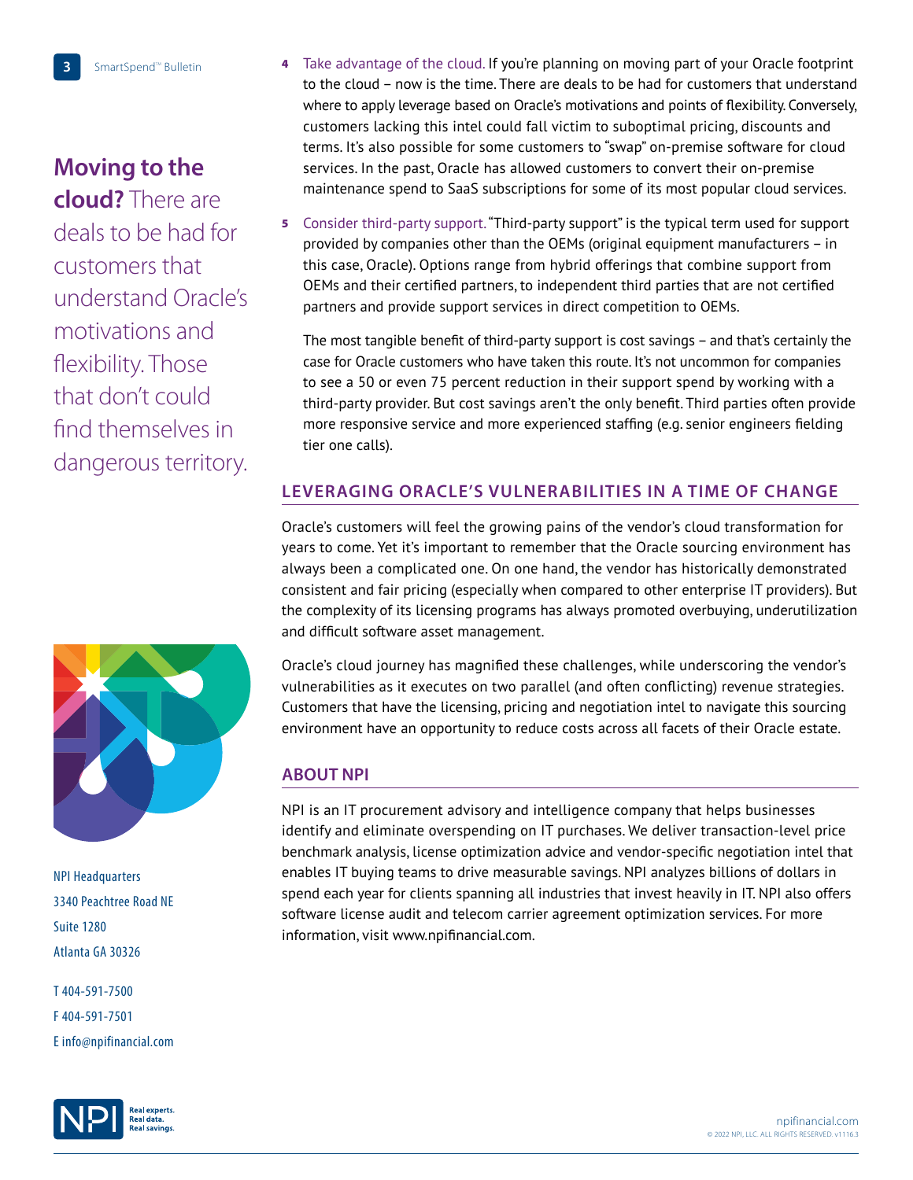**Moving to the cloud?** There are deals to be had for customers that understand Oracle's motivations and flexibility. Those that don't could find themselves in dangerous territory.

4. Take advantage of the cloud. If you're planning on moving part of your Oracle footprint to the cloud – now is the time. There are deals to be had for customers that understand where to apply leverage based on Oracle's motivations and points of flexibility. Conversely, customers lacking this intel could fall victim to suboptimal pricing, discounts and terms. It's also possible for some customers to "swap" on-premise software for cloud services. In the past, Oracle has allowed customers to convert their on-premise maintenance spend to SaaS subscriptions for some of its most popular cloud services.

5. Consider third-party support. "Third-party support" is the typical term used for support provided by companies other than the OEMs (original equipment manufacturers – in this case, Oracle). Options range from hybrid offerings that combine support from OEMs and their certified partners, to independent third parties that are not certified partners and provide support services in direct competition to OEMs.

   The most tangible benefit of third-party support is cost savings – and that's certainly the case for Oracle customers who have taken this route. It's not uncommon for companies to see a 50 or even 75 percent reduction in their support spend by working with a third-party provider. But cost savings aren't the only benefit. Third parties often provide more responsive service and more experienced staffing (e.g. senior engineers fielding tier one calls).

## LEVERAGING ORACLE'S VULNERABILITIES IN A TIME OF CHANGE

Oracle's customers will feel the growing pains of the vendor's cloud transformation for years to come. Yet it's important to remember that the Oracle sourcing environment has always been a complicated one. On one hand, the vendor has historically demonstrated consistent and fair pricing (especially when compared to other enterprise IT providers). But the complexity of its licensing programs has always promoted overbuying, underutilization and difficult software asset management.

Oracle's cloud journey has magnified these challenges, while underscoring the vendor's vulnerabilities as it executes on two parallel (and often conflicting) revenue strategies. Customers that have the licensing, pricing and negotiation intel to navigate this sourcing environment have an opportunity to reduce costs across all facets of their Oracle estate.

## ABOUT NPI

NPI is an IT procurement advisory and intelligence company that helps businesses identify and eliminate overspending on IT purchases. We deliver transaction-level price benchmark analysis, license optimization advice and vendor-specific negotiation intel that enables IT buying teams to drive measurable savings. NPI analyzes billions of dollars in spend each year for clients spanning all industries that invest heavily in IT. NPI also offers software license audit and telecom carrier agreement optimization services. For more information, visit www.npifinancial.com.

NPI Headquarters
3340 Peachtree Road NE
Suite 1280
Atlanta GA 30326

T 404-591-7500
F 404-591-7501
E info@npifinancial.com

NPI Real experts. Real data. Real savings.

npifinancial.com
© 2022 NPI, LLC. ALL RIGHTS RESERVED. v1116.3